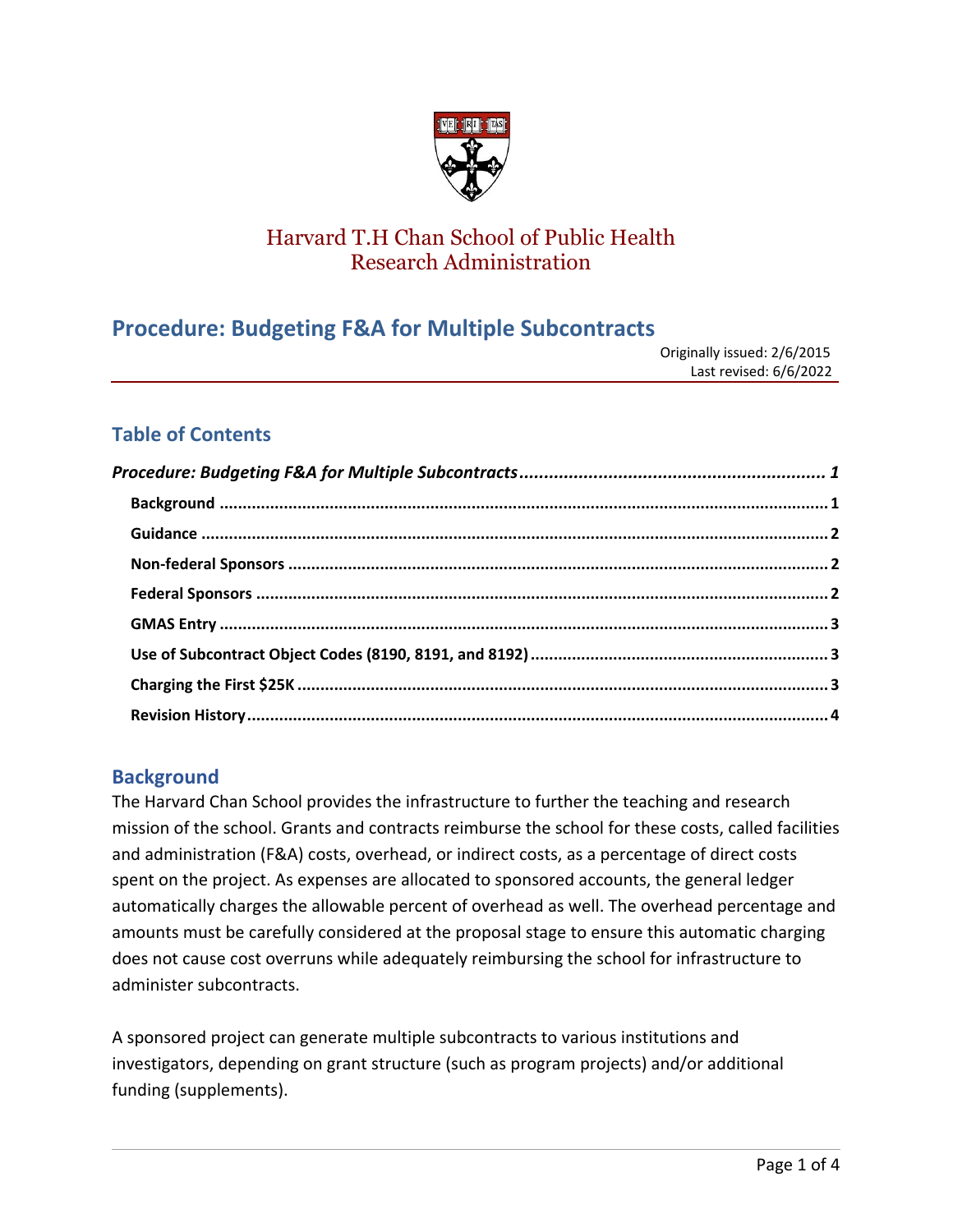Harvard T.H Chan School of Public Health
Research Administration

# Procedure: Budgeting F&A for Multiple Subcontracts

Originally issued: 2/6/2015
Last revised: 6/6/2022

## Table of Contents

*Procedure: Budgeting F&A for Multiple Subcontracts* ........ 1
- Background ........ 1
- Guidance ........ 2
- Non-federal Sponsors ........ 2
- Federal Sponsors ........ 2
- GMAS Entry ........ 3
- Use of Subcontract Object Codes (8190, 8191, and 8192) ........ 3
- Charging the First $25K ........ 3
- Revision History ........ 4

## Background

The Harvard Chan School provides the infrastructure to further the teaching and research mission of the school. Grants and contracts reimburse the school for these costs, called facilities and administration (F&A) costs, overhead, or indirect costs, as a percentage of direct costs spent on the project. As expenses are allocated to sponsored accounts, the general ledger automatically charges the allowable percent of overhead as well. The overhead percentage and amounts must be carefully considered at the proposal stage to ensure this automatic charging does not cause cost overruns while adequately reimbursing the school for infrastructure to administer subcontracts.

A sponsored project can generate multiple subcontracts to various institutions and investigators, depending on grant structure (such as program projects) and/or additional funding (supplements).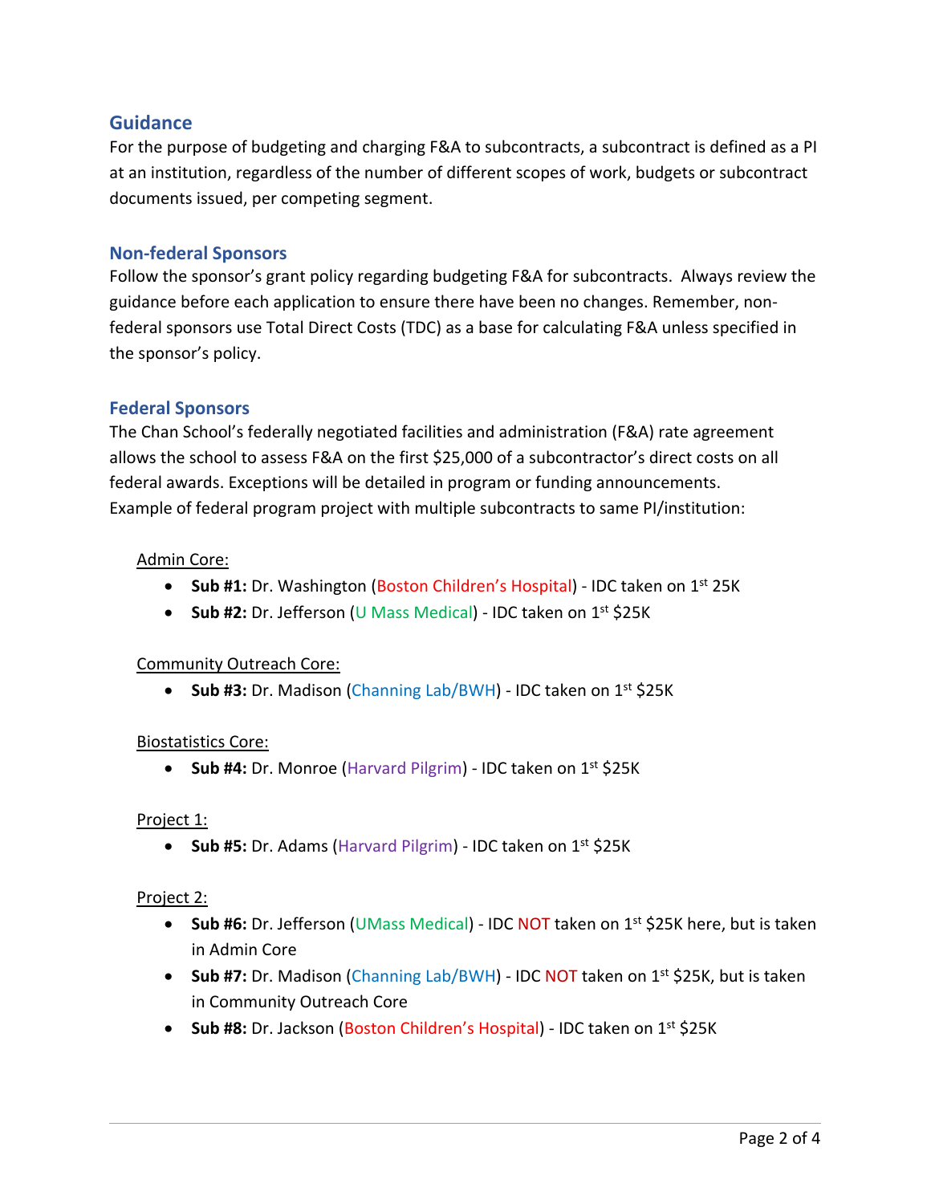## Guidance

For the purpose of budgeting and charging F&A to subcontracts, a subcontract is defined as a PI at an institution, regardless of the number of different scopes of work, budgets or subcontract documents issued, per competing segment.

## Non-federal Sponsors

Follow the sponsor's grant policy regarding budgeting F&A for subcontracts. Always review the guidance before each application to ensure there have been no changes. Remember, non-federal sponsors use Total Direct Costs (TDC) as a base for calculating F&A unless specified in the sponsor's policy.

## Federal Sponsors

The Chan School's federally negotiated facilities and administration (F&A) rate agreement allows the school to assess F&A on the first $25,000 of a subcontractor's direct costs on all federal awards. Exceptions will be detailed in program or funding announcements.
Example of federal program project with multiple subcontracts to same PI/institution:

Admin Core:

- **Sub #1:** Dr. Washington (Boston Children's Hospital) - IDC taken on 1st 25K
- **Sub #2:** Dr. Jefferson (U Mass Medical) - IDC taken on 1st $25K

Community Outreach Core:

- **Sub #3:** Dr. Madison (Channing Lab/BWH) - IDC taken on 1st $25K

Biostatistics Core:

- **Sub #4:** Dr. Monroe (Harvard Pilgrim) - IDC taken on 1st $25K

Project 1:

- **Sub #5:** Dr. Adams (Harvard Pilgrim) - IDC taken on 1st $25K

Project 2:

- **Sub #6:** Dr. Jefferson (UMass Medical) - IDC NOT taken on 1st $25K here, but is taken in Admin Core
- **Sub #7:** Dr. Madison (Channing Lab/BWH) - IDC NOT taken on 1st $25K, but is taken in Community Outreach Core
- **Sub #8:** Dr. Jackson (Boston Children's Hospital) - IDC taken on 1st $25K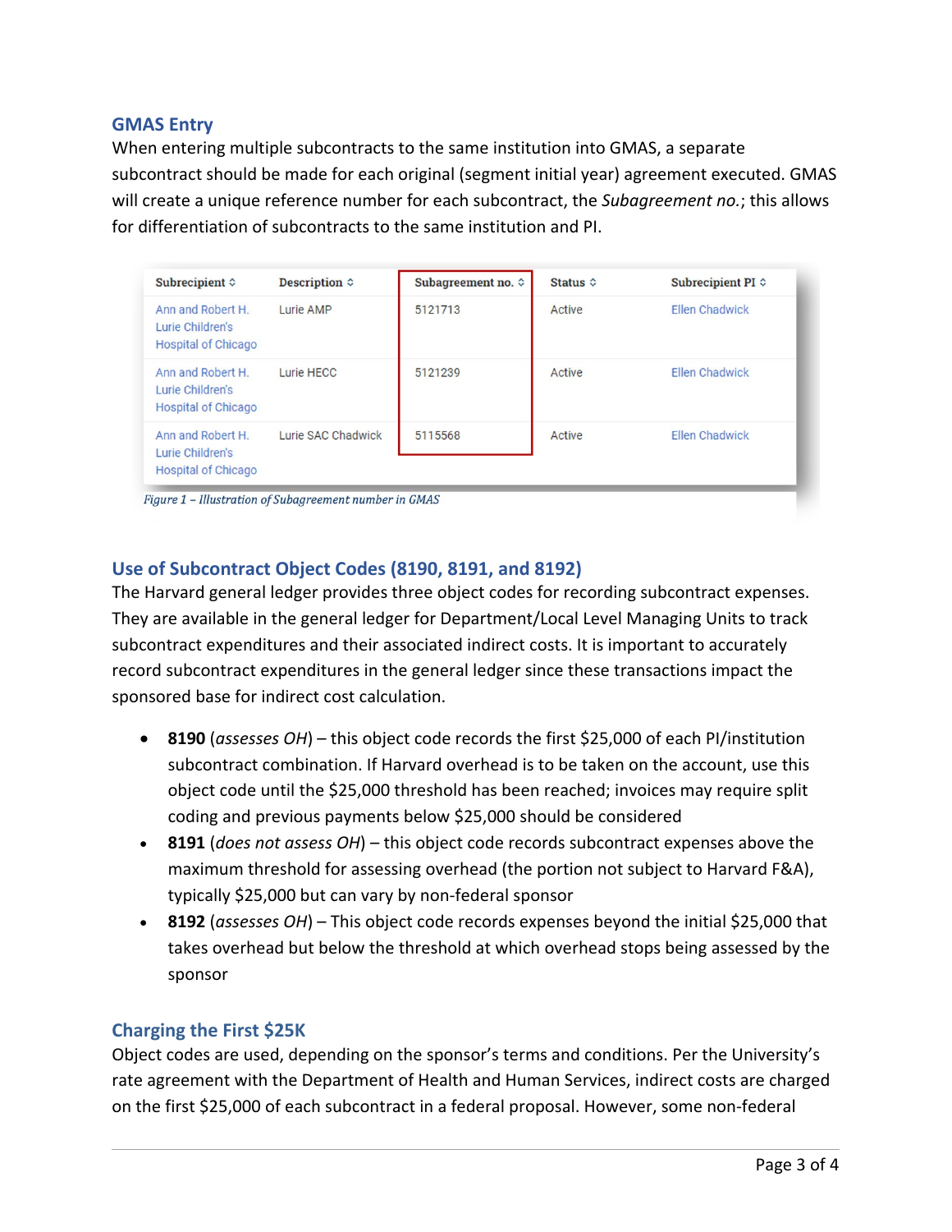## GMAS Entry

When entering multiple subcontracts to the same institution into GMAS, a separate subcontract should be made for each original (segment initial year) agreement executed. GMAS will create a unique reference number for each subcontract, the *Subagreement no.*; this allows for differentiation of subcontracts to the same institution and PI.

| Subrecipient | Description | Subagreement no. | Status | Subrecipient PI |
|---|---|---|---|---|
| Ann and Robert H. Lurie Children's Hospital of Chicago | Lurie AMP | 5121713 | Active | Ellen Chadwick |
| Ann and Robert H. Lurie Children's Hospital of Chicago | Lurie HECC | 5121239 | Active | Ellen Chadwick |
| Ann and Robert H. Lurie Children's Hospital of Chicago | Lurie SAC Chadwick | 5115568 | Active | Ellen Chadwick |

*Figure 1 – Illustration of Subagreement number in GMAS*

## Use of Subcontract Object Codes (8190, 8191, and 8192)

The Harvard general ledger provides three object codes for recording subcontract expenses. They are available in the general ledger for Department/Local Level Managing Units to track subcontract expenditures and their associated indirect costs. It is important to accurately record subcontract expenditures in the general ledger since these transactions impact the sponsored base for indirect cost calculation.

- **8190** (*assesses OH*) – this object code records the first $25,000 of each PI/institution subcontract combination. If Harvard overhead is to be taken on the account, use this object code until the $25,000 threshold has been reached; invoices may require split coding and previous payments below $25,000 should be considered
- **8191** (*does not assess OH*) – this object code records subcontract expenses above the maximum threshold for assessing overhead (the portion not subject to Harvard F&A), typically $25,000 but can vary by non-federal sponsor
- **8192** (*assesses OH*) – This object code records expenses beyond the initial $25,000 that takes overhead but below the threshold at which overhead stops being assessed by the sponsor

## Charging the First $25K

Object codes are used, depending on the sponsor's terms and conditions. Per the University's rate agreement with the Department of Health and Human Services, indirect costs are charged on the first $25,000 of each subcontract in a federal proposal. However, some non-federal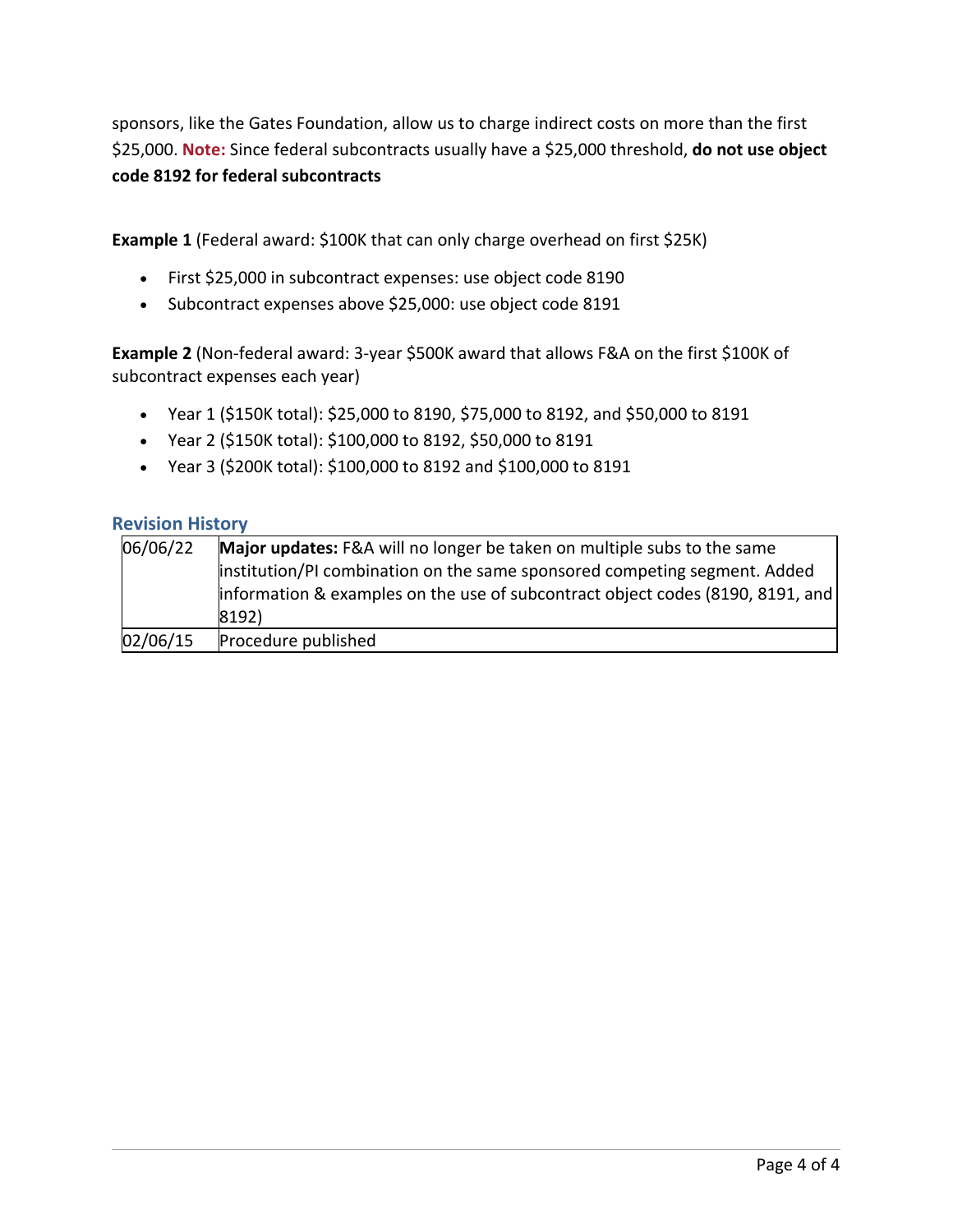sponsors, like the Gates Foundation, allow us to charge indirect costs on more than the first $25,000. **Note:** Since federal subcontracts usually have a $25,000 threshold, **do not use object code 8192 for federal subcontracts**

**Example 1** (Federal award: $100K that can only charge overhead on first $25K)

- First $25,000 in subcontract expenses: use object code 8190
- Subcontract expenses above $25,000: use object code 8191

**Example 2** (Non-federal award: 3-year $500K award that allows F&A on the first $100K of subcontract expenses each year)

- Year 1 ($150K total): $25,000 to 8190, $75,000 to 8192, and $50,000 to 8191
- Year 2 ($150K total): $100,000 to 8192, $50,000 to 8191
- Year 3 ($200K total): $100,000 to 8192 and $100,000 to 8191

## Revision History

| | |
|---|---|
| 06/06/22 | **Major updates:** F&A will no longer be taken on multiple subs to the same institution/PI combination on the same sponsored competing segment. Added information & examples on the use of subcontract object codes (8190, 8191, and 8192) |
| 02/06/15 | Procedure published |